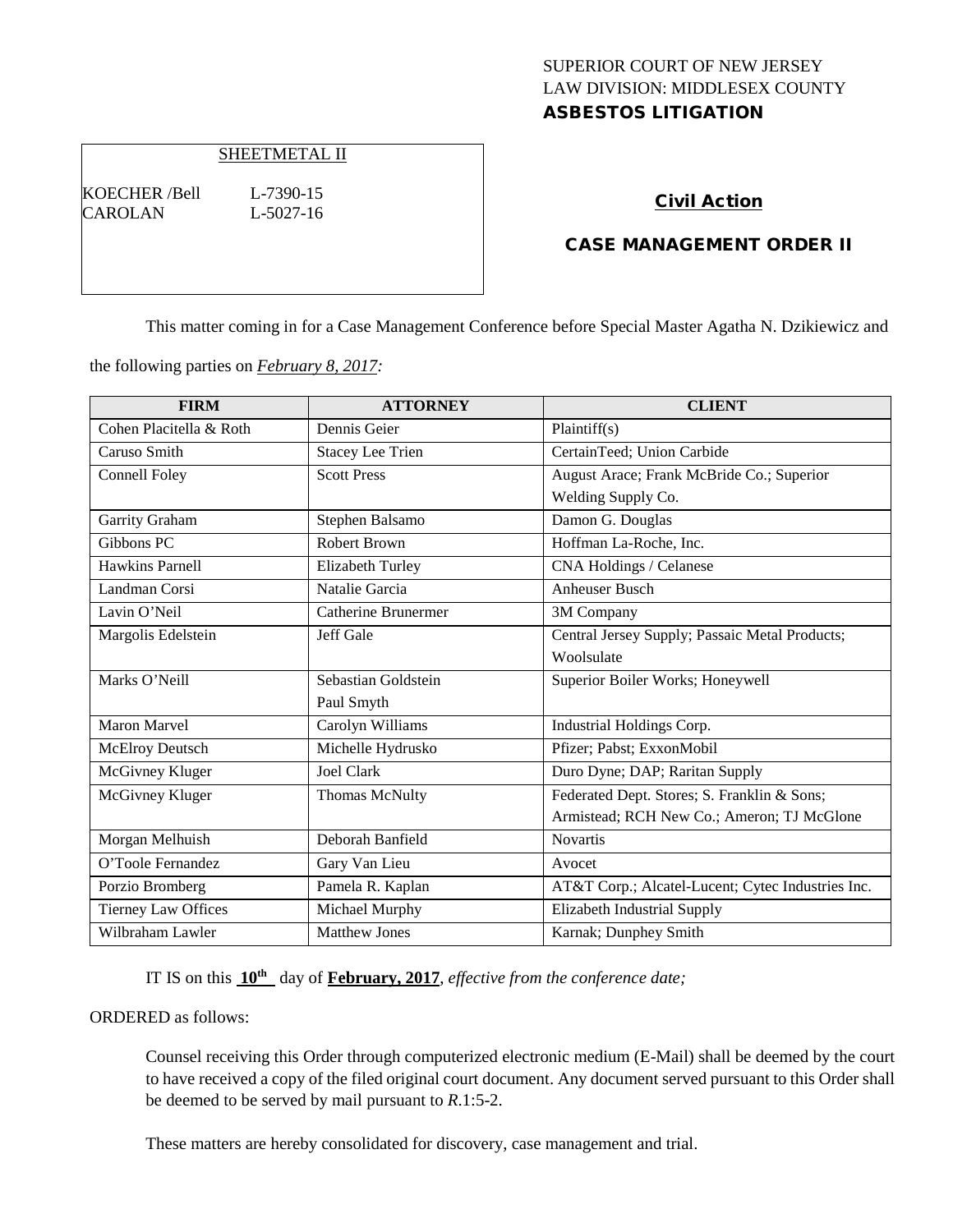SUPERIOR COURT OF NEW JERSEY
LAW DIVISION: MIDDLESEX COUNTY
**ASBESTOS LITIGATION**

SHEETMETAL II

KOECHER /Bell L-7390-15
CAROLAN L-5027-16

## Civil Action

## CASE MANAGEMENT ORDER II

This matter coming in for a Case Management Conference before Special Master Agatha N. Dzikiewicz and the following parties on *February 8, 2017:*

| FIRM | ATTORNEY | CLIENT |
|---|---|---|
| Cohen Placitella & Roth | Dennis Geier | Plaintiff(s) |
| Caruso Smith | Stacey Lee Trien | CertainTeed; Union Carbide |
| Connell Foley | Scott Press | August Arace; Frank McBride Co.; Superior Welding Supply Co. |
| Garrity Graham | Stephen Balsamo | Damon G. Douglas |
| Gibbons PC | Robert Brown | Hoffman La-Roche, Inc. |
| Hawkins Parnell | Elizabeth Turley | CNA Holdings / Celanese |
| Landman Corsi | Natalie Garcia | Anheuser Busch |
| Lavin O'Neil | Catherine Brunermer | 3M Company |
| Margolis Edelstein | Jeff Gale | Central Jersey Supply; Passaic Metal Products; Woolsulate |
| Marks O'Neill | Sebastian Goldstein<br>Paul Smyth | Superior Boiler Works; Honeywell |
| Maron Marvel | Carolyn Williams | Industrial Holdings Corp. |
| McElroy Deutsch | Michelle Hydrusko | Pfizer; Pabst; ExxonMobil |
| McGivney Kluger | Joel Clark | Duro Dyne; DAP; Raritan Supply |
| McGivney Kluger | Thomas McNulty | Federated Dept. Stores; S. Franklin & Sons; Armistead; RCH New Co.; Ameron; TJ McGlone |
| Morgan Melhuish | Deborah Banfield | Novartis |
| O'Toole Fernandez | Gary Van Lieu | Avocet |
| Porzio Bromberg | Pamela R. Kaplan | AT&T Corp.; Alcatel-Lucent; Cytec Industries Inc. |
| Tierney Law Offices | Michael Murphy | Elizabeth Industrial Supply |
| Wilbraham Lawler | Matthew Jones | Karnak; Dunphey Smith |

IT IS on this **10th** day of **February, 2017**, *effective from the conference date;*

ORDERED as follows:

Counsel receiving this Order through computerized electronic medium (E-Mail) shall be deemed by the court to have received a copy of the filed original court document. Any document served pursuant to this Order shall be deemed to be served by mail pursuant to *R*.1:5-2.

These matters are hereby consolidated for discovery, case management and trial.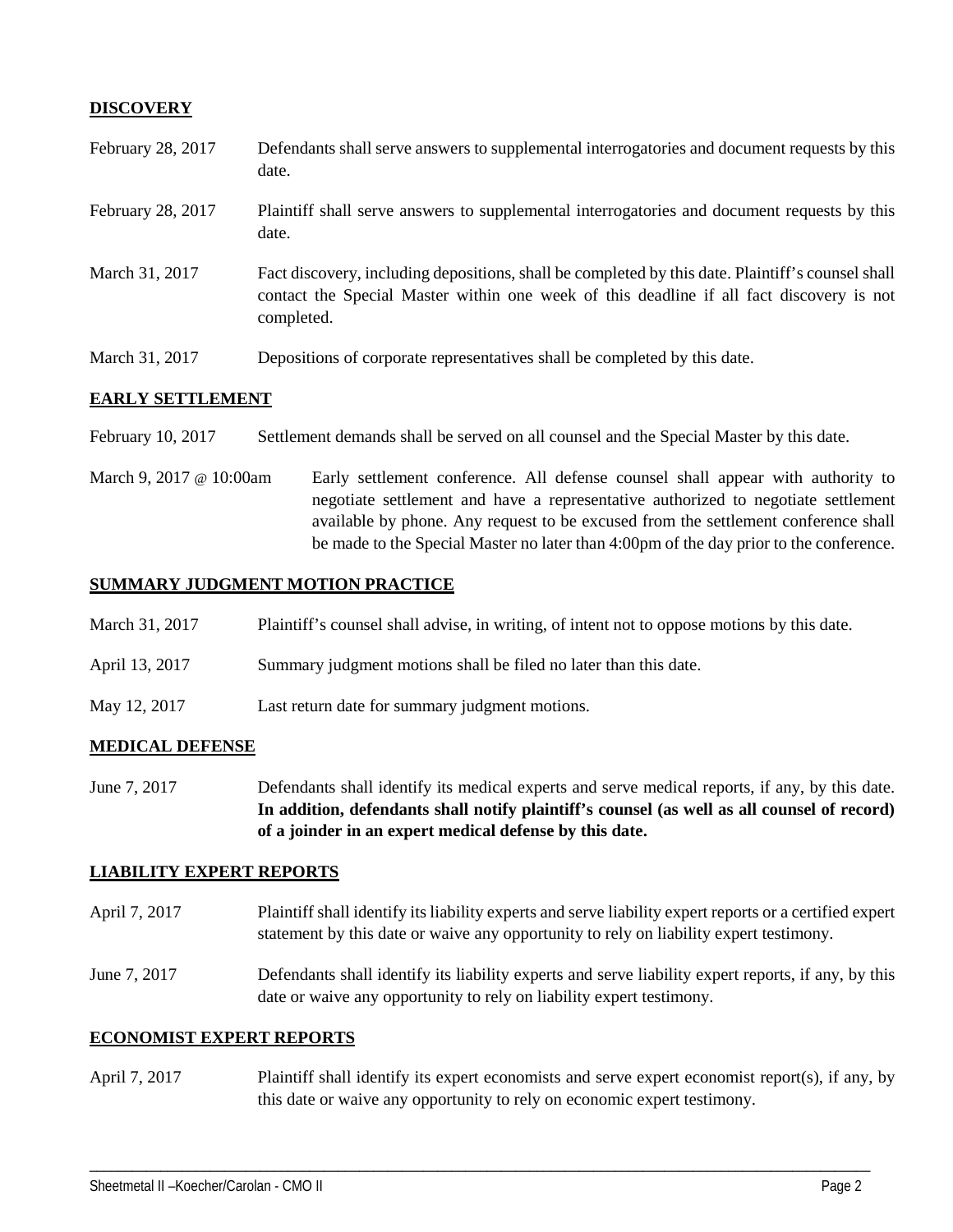**DISCOVERY**

| | |
|---|---|
| February 28, 2017 | Defendants shall serve answers to supplemental interrogatories and document requests by this date. |
| February 28, 2017 | Plaintiff shall serve answers to supplemental interrogatories and document requests by this date. |
| March 31, 2017 | Fact discovery, including depositions, shall be completed by this date. Plaintiff's counsel shall contact the Special Master within one week of this deadline if all fact discovery is not completed. |
| March 31, 2017 | Depositions of corporate representatives shall be completed by this date. |

**EARLY SETTLEMENT**

| | |
|---|---|
| February 10, 2017 | Settlement demands shall be served on all counsel and the Special Master by this date. |
| March 9, 2017 @ 10:00am | Early settlement conference. All defense counsel shall appear with authority to negotiate settlement and have a representative authorized to negotiate settlement available by phone. Any request to be excused from the settlement conference shall be made to the Special Master no later than 4:00pm of the day prior to the conference. |

**SUMMARY JUDGMENT MOTION PRACTICE**

| | |
|---|---|
| March 31, 2017 | Plaintiff's counsel shall advise, in writing, of intent not to oppose motions by this date. |
| April 13, 2017 | Summary judgment motions shall be filed no later than this date. |
| May 12, 2017 | Last return date for summary judgment motions. |

**MEDICAL DEFENSE**

| | |
|---|---|
| June 7, 2017 | Defendants shall identify its medical experts and serve medical reports, if any, by this date. **In addition, defendants shall notify plaintiff's counsel (as well as all counsel of record) of a joinder in an expert medical defense by this date.** |

**LIABILITY EXPERT REPORTS**

| | |
|---|---|
| April 7, 2017 | Plaintiff shall identify its liability experts and serve liability expert reports or a certified expert statement by this date or waive any opportunity to rely on liability expert testimony. |
| June 7, 2017 | Defendants shall identify its liability experts and serve liability expert reports, if any, by this date or waive any opportunity to rely on liability expert testimony. |

**ECONOMIST EXPERT REPORTS**

| | |
|---|---|
| April 7, 2017 | Plaintiff shall identify its expert economists and serve expert economist report(s), if any, by this date or waive any opportunity to rely on economic expert testimony. |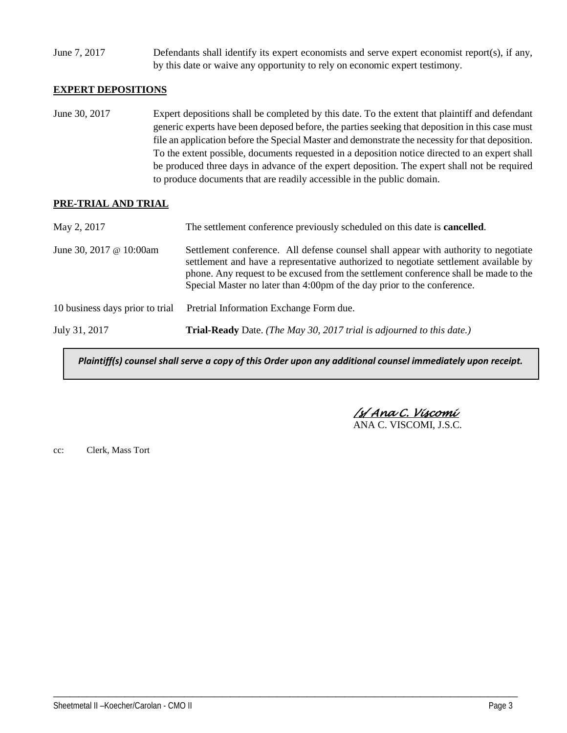June 7, 2017 Defendants shall identify its expert economists and serve expert economist report(s), if any, by this date or waive any opportunity to rely on economic expert testimony.

**EXPERT DEPOSITIONS**

June 30, 2017 Expert depositions shall be completed by this date. To the extent that plaintiff and defendant generic experts have been deposed before, the parties seeking that deposition in this case must file an application before the Special Master and demonstrate the necessity for that deposition. To the extent possible, documents requested in a deposition notice directed to an expert shall be produced three days in advance of the expert deposition. The expert shall not be required to produce documents that are readily accessible in the public domain.

**PRE-TRIAL AND TRIAL**

| | |
|---|---|
| May 2, 2017 | The settlement conference previously scheduled on this date is **cancelled**. |
| June 30, 2017 @ 10:00am | Settlement conference. All defense counsel shall appear with authority to negotiate settlement and have a representative authorized to negotiate settlement available by phone. Any request to be excused from the settlement conference shall be made to the Special Master no later than 4:00pm of the day prior to the conference. |
| 10 business days prior to trial | Pretrial Information Exchange Form due. |
| July 31, 2017 | **Trial-Ready** Date. *(The May 30, 2017 trial is adjourned to this date.)* |

***Plaintiff(s) counsel shall serve a copy of this Order upon any additional counsel immediately upon receipt.***

/s/ Ana C. Viscomi
ANA C. VISCOMI, J.S.C.

cc: Clerk, Mass Tort